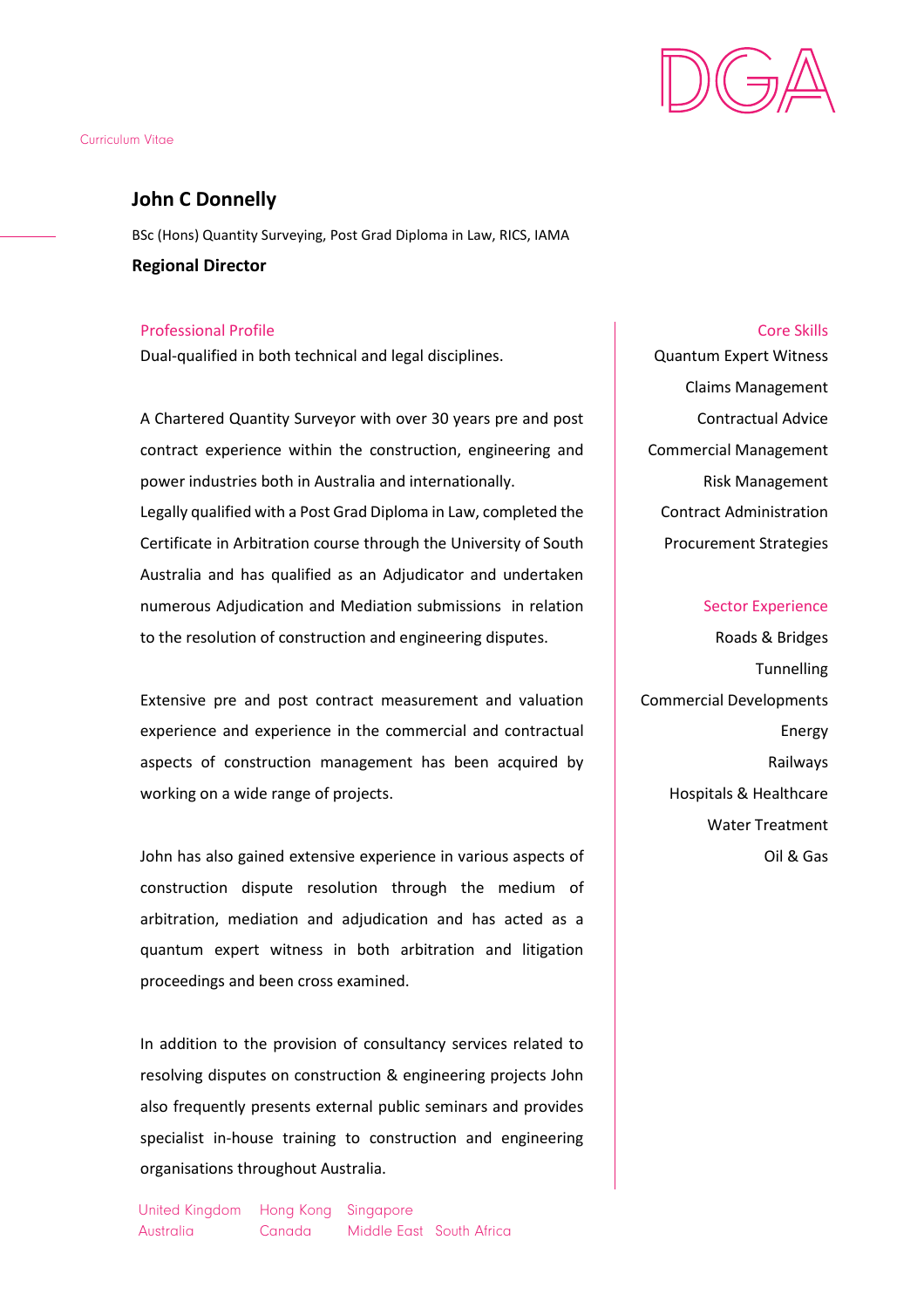DGA

Curriculum Vitae

# John C Donnelly

BSc (Hons) Quantity Surveying, Post Grad Diploma in Law, RICS, IAMA

**Regional Director**

## Professional Profile

Dual-qualified in both technical and legal disciplines.

A Chartered Quantity Surveyor with over 30 years pre and post contract experience within the construction, engineering and power industries both in Australia and internationally.
Legally qualified with a Post Grad Diploma in Law, completed the Certificate in Arbitration course through the University of South Australia and has qualified as an Adjudicator and undertaken numerous Adjudication and Mediation submissions in relation to the resolution of construction and engineering disputes.

Extensive pre and post contract measurement and valuation experience and experience in the commercial and contractual aspects of construction management has been acquired by working on a wide range of projects.

John has also gained extensive experience in various aspects of construction dispute resolution through the medium of arbitration, mediation and adjudication and has acted as a quantum expert witness in both arbitration and litigation proceedings and been cross examined.

In addition to the provision of consultancy services related to resolving disputes on construction & engineering projects John also frequently presents external public seminars and provides specialist in-house training to construction and engineering organisations throughout Australia.

## Core Skills

Quantum Expert Witness
Claims Management
Contractual Advice
Commercial Management
Risk Management
Contract Administration
Procurement Strategies

## Sector Experience

Roads & Bridges
Tunnelling
Commercial Developments
Energy
Railways
Hospitals & Healthcare
Water Treatment
Oil & Gas

United Kingdom Hong Kong Singapore
Australia Canada Middle East South Africa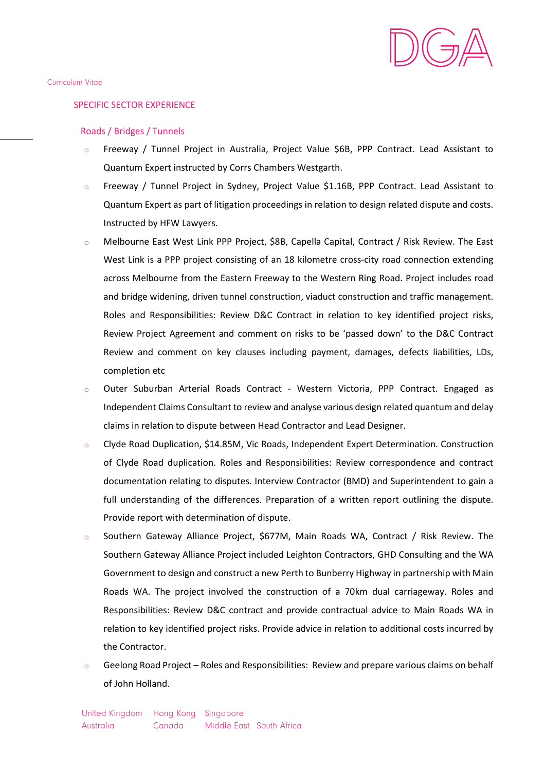## SPECIFIC SECTOR EXPERIENCE

### Roads / Bridges / Tunnels

- Freeway / Tunnel Project in Australia, Project Value $6B, PPP Contract. Lead Assistant to Quantum Expert instructed by Corrs Chambers Westgarth.
- Freeway / Tunnel Project in Sydney, Project Value $1.16B, PPP Contract. Lead Assistant to Quantum Expert as part of litigation proceedings in relation to design related dispute and costs. Instructed by HFW Lawyers.
- Melbourne East West Link PPP Project, $8B, Capella Capital, Contract / Risk Review. The East West Link is a PPP project consisting of an 18 kilometre cross-city road connection extending across Melbourne from the Eastern Freeway to the Western Ring Road. Project includes road and bridge widening, driven tunnel construction, viaduct construction and traffic management. Roles and Responsibilities: Review D&C Contract in relation to key identified project risks, Review Project Agreement and comment on risks to be 'passed down' to the D&C Contract Review and comment on key clauses including payment, damages, defects liabilities, LDs, completion etc
- Outer Suburban Arterial Roads Contract - Western Victoria, PPP Contract. Engaged as Independent Claims Consultant to review and analyse various design related quantum and delay claims in relation to dispute between Head Contractor and Lead Designer.
- Clyde Road Duplication, $14.85M, Vic Roads, Independent Expert Determination. Construction of Clyde Road duplication. Roles and Responsibilities: Review correspondence and contract documentation relating to disputes. Interview Contractor (BMD) and Superintendent to gain a full understanding of the differences. Preparation of a written report outlining the dispute. Provide report with determination of dispute.
- Southern Gateway Alliance Project, $677M, Main Roads WA, Contract / Risk Review. The Southern Gateway Alliance Project included Leighton Contractors, GHD Consulting and the WA Government to design and construct a new Perth to Bunberry Highway in partnership with Main Roads WA. The project involved the construction of a 70km dual carriageway. Roles and Responsibilities: Review D&C contract and provide contractual advice to Main Roads WA in relation to key identified project risks. Provide advice in relation to additional costs incurred by the Contractor.
- Geelong Road Project – Roles and Responsibilities: Review and prepare various claims on behalf of John Holland.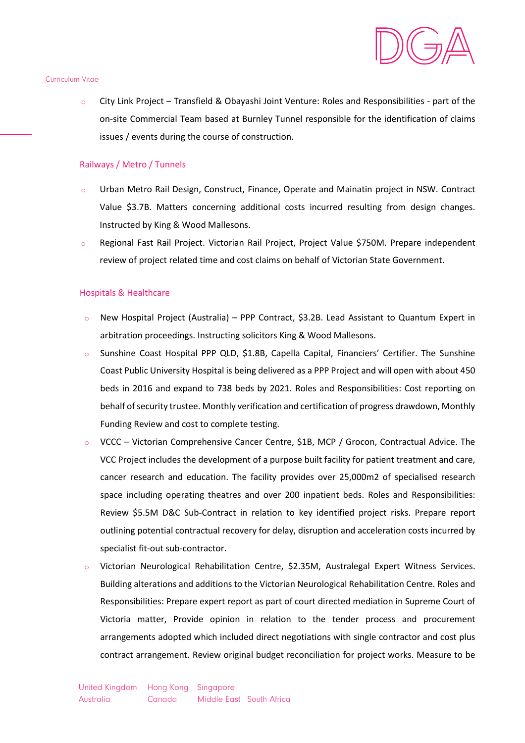- City Link Project – Transfield & Obayashi Joint Venture: Roles and Responsibilities - part of the on-site Commercial Team based at Burnley Tunnel responsible for the identification of claims issues / events during the course of construction.

### Railways / Metro / Tunnels

- Urban Metro Rail Design, Construct, Finance, Operate and Mainatin project in NSW. Contract Value $3.7B. Matters concerning additional costs incurred resulting from design changes. Instructed by King & Wood Mallesons.
- Regional Fast Rail Project. Victorian Rail Project, Project Value $750M. Prepare independent review of project related time and cost claims on behalf of Victorian State Government.

### Hospitals & Healthcare

- New Hospital Project (Australia) – PPP Contract, $3.2B. Lead Assistant to Quantum Expert in arbitration proceedings. Instructing solicitors King & Wood Mallesons.
- Sunshine Coast Hospital PPP QLD, $1.8B, Capella Capital, Financiers' Certifier. The Sunshine Coast Public University Hospital is being delivered as a PPP Project and will open with about 450 beds in 2016 and expand to 738 beds by 2021. Roles and Responsibilities: Cost reporting on behalf of security trustee. Monthly verification and certification of progress drawdown, Monthly Funding Review and cost to complete testing.
- VCCC – Victorian Comprehensive Cancer Centre, $1B, MCP / Grocon, Contractual Advice. The VCC Project includes the development of a purpose built facility for patient treatment and care, cancer research and education. The facility provides over 25,000m2 of specialised research space including operating theatres and over 200 inpatient beds. Roles and Responsibilities: Review $5.5M D&C Sub-Contract in relation to key identified project risks. Prepare report outlining potential contractual recovery for delay, disruption and acceleration costs incurred by specialist fit-out sub-contractor.
- Victorian Neurological Rehabilitation Centre, $2.35M, Australegal Expert Witness Services. Building alterations and additions to the Victorian Neurological Rehabilitation Centre. Roles and Responsibilities: Prepare expert report as part of court directed mediation in Supreme Court of Victoria matter, Provide opinion in relation to the tender process and procurement arrangements adopted which included direct negotiations with single contractor and cost plus contract arrangement. Review original budget reconciliation for project works. Measure to be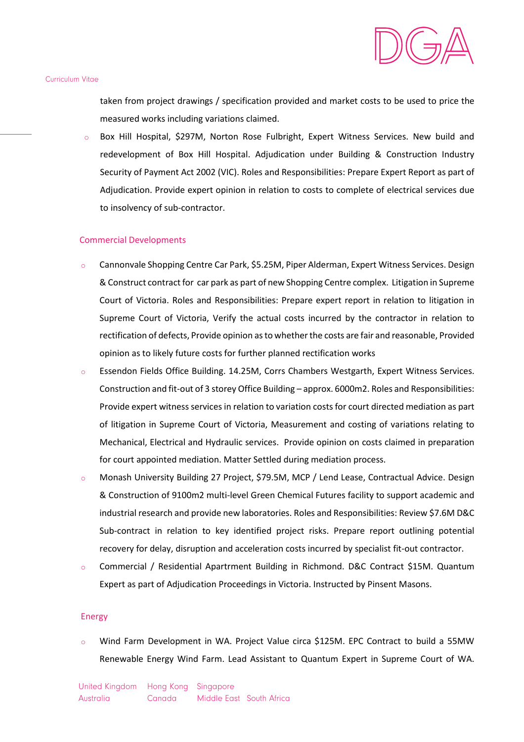taken from project drawings / specification provided and market costs to be used to price the measured works including variations claimed.

- Box Hill Hospital, $297M, Norton Rose Fulbright, Expert Witness Services. New build and redevelopment of Box Hill Hospital. Adjudication under Building & Construction Industry Security of Payment Act 2002 (VIC). Roles and Responsibilities: Prepare Expert Report as part of Adjudication. Provide expert opinion in relation to costs to complete of electrical services due to insolvency of sub-contractor.

## Commercial Developments

- Cannonvale Shopping Centre Car Park, $5.25M, Piper Alderman, Expert Witness Services. Design & Construct contract for car park as part of new Shopping Centre complex. Litigation in Supreme Court of Victoria. Roles and Responsibilities: Prepare expert report in relation to litigation in Supreme Court of Victoria, Verify the actual costs incurred by the contractor in relation to rectification of defects, Provide opinion as to whether the costs are fair and reasonable, Provided opinion as to likely future costs for further planned rectification works
- Essendon Fields Office Building. 14.25M, Corrs Chambers Westgarth, Expert Witness Services. Construction and fit-out of 3 storey Office Building – approx. 6000m2. Roles and Responsibilities: Provide expert witness services in relation to variation costs for court directed mediation as part of litigation in Supreme Court of Victoria, Measurement and costing of variations relating to Mechanical, Electrical and Hydraulic services. Provide opinion on costs claimed in preparation for court appointed mediation. Matter Settled during mediation process.
- Monash University Building 27 Project, $79.5M, MCP / Lend Lease, Contractual Advice. Design & Construction of 9100m2 multi-level Green Chemical Futures facility to support academic and industrial research and provide new laboratories. Roles and Responsibilities: Review $7.6M D&C Sub-contract in relation to key identified project risks. Prepare report outlining potential recovery for delay, disruption and acceleration costs incurred by specialist fit-out contractor.
- Commercial / Residential Apartrment Building in Richmond. D&C Contract $15M. Quantum Expert as part of Adjudication Proceedings in Victoria. Instructed by Pinsent Masons.

## Energy

- Wind Farm Development in WA. Project Value circa $125M. EPC Contract to build a 55MW Renewable Energy Wind Farm. Lead Assistant to Quantum Expert in Supreme Court of WA.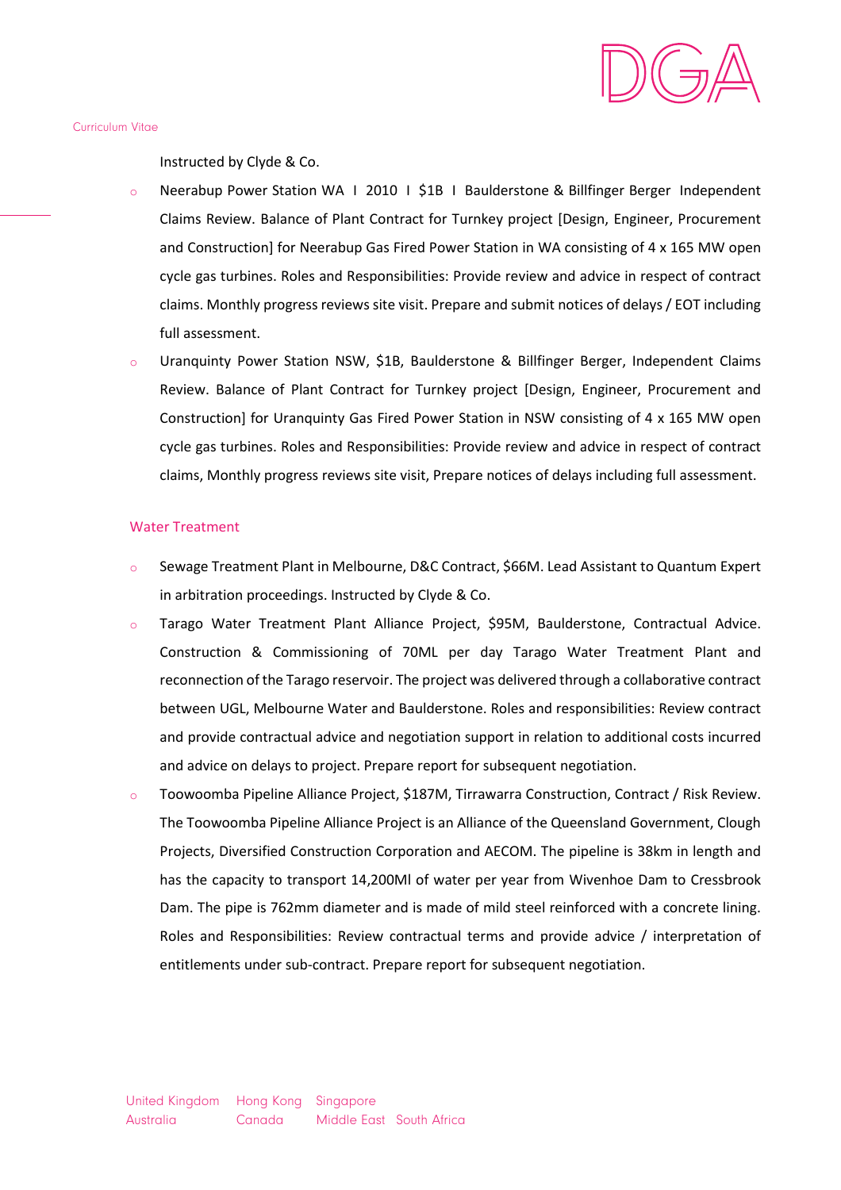Instructed by Clyde & Co.

- Neerabup Power Station WA I 2010 I $1B I Baulderstone & Billfinger Berger Independent Claims Review. Balance of Plant Contract for Turnkey project [Design, Engineer, Procurement and Construction] for Neerabup Gas Fired Power Station in WA consisting of 4 x 165 MW open cycle gas turbines. Roles and Responsibilities: Provide review and advice in respect of contract claims. Monthly progress reviews site visit. Prepare and submit notices of delays / EOT including full assessment.
- Uranquinty Power Station NSW, $1B, Baulderstone & Billfinger Berger, Independent Claims Review. Balance of Plant Contract for Turnkey project [Design, Engineer, Procurement and Construction] for Uranquinty Gas Fired Power Station in NSW consisting of 4 x 165 MW open cycle gas turbines. Roles and Responsibilities: Provide review and advice in respect of contract claims, Monthly progress reviews site visit, Prepare notices of delays including full assessment.

## Water Treatment

- Sewage Treatment Plant in Melbourne, D&C Contract, $66M. Lead Assistant to Quantum Expert in arbitration proceedings. Instructed by Clyde & Co.
- Tarago Water Treatment Plant Alliance Project, $95M, Baulderstone, Contractual Advice. Construction & Commissioning of 70ML per day Tarago Water Treatment Plant and reconnection of the Tarago reservoir. The project was delivered through a collaborative contract between UGL, Melbourne Water and Baulderstone. Roles and responsibilities: Review contract and provide contractual advice and negotiation support in relation to additional costs incurred and advice on delays to project. Prepare report for subsequent negotiation.
- Toowoomba Pipeline Alliance Project, $187M, Tirrawarra Construction, Contract / Risk Review. The Toowoomba Pipeline Alliance Project is an Alliance of the Queensland Government, Clough Projects, Diversified Construction Corporation and AECOM. The pipeline is 38km in length and has the capacity to transport 14,200Ml of water per year from Wivenhoe Dam to Cressbrook Dam. The pipe is 762mm diameter and is made of mild steel reinforced with a concrete lining. Roles and Responsibilities: Review contractual terms and provide advice / interpretation of entitlements under sub-contract. Prepare report for subsequent negotiation.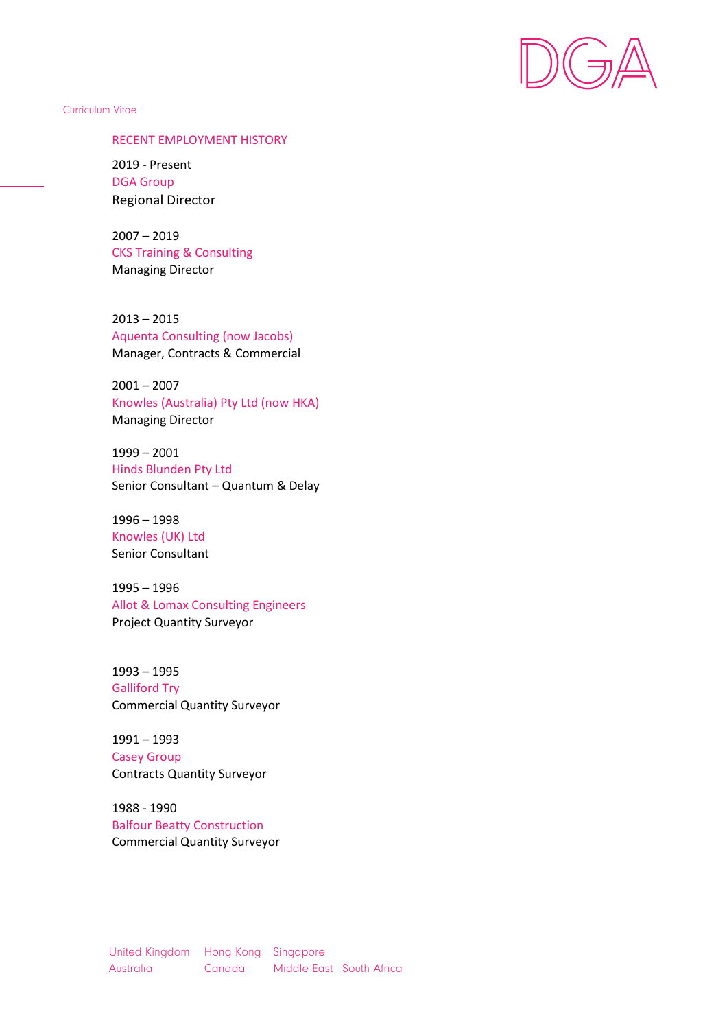## RECENT EMPLOYMENT HISTORY

2019 - Present
DGA Group
Regional Director

2007 – 2019
CKS Training & Consulting
Managing Director

2013 – 2015
Aquenta Consulting (now Jacobs)
Manager, Contracts & Commercial

2001 – 2007
Knowles (Australia) Pty Ltd (now HKA)
Managing Director

1999 – 2001
Hinds Blunden Pty Ltd
Senior Consultant – Quantum & Delay

1996 – 1998
Knowles (UK) Ltd
Senior Consultant

1995 – 1996
Allot & Lomax Consulting Engineers
Project Quantity Surveyor

1993 – 1995
Galliford Try
Commercial Quantity Surveyor

1991 – 1993
Casey Group
Contracts Quantity Surveyor

1988 - 1990
Balfour Beatty Construction
Commercial Quantity Surveyor